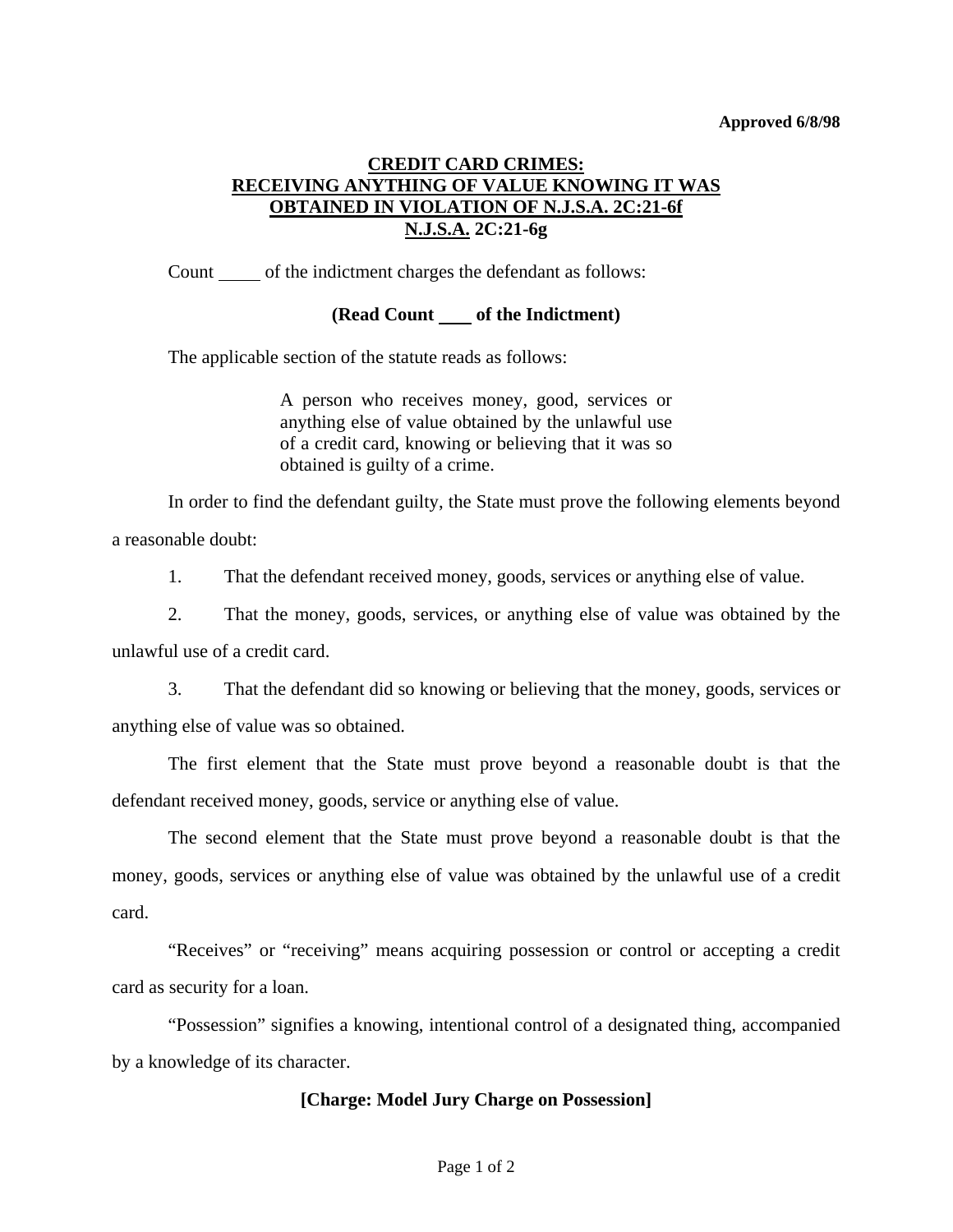**Approved 6/8/98**

# CREDIT CARD CRIMES: RECEIVING ANYTHING OF VALUE KNOWING IT WAS OBTAINED IN VIOLATION OF N.J.S.A. 2C:21-6f N.J.S.A. 2C:21-6g

Count \_\_\_\_ of the indictment charges the defendant as follows:

**(Read Count \_\_\_ of the Indictment)**

The applicable section of the statute reads as follows:

> A person who receives money, good, services or anything else of value obtained by the unlawful use of a credit card, knowing or believing that it was so obtained is guilty of a crime.

In order to find the defendant guilty, the State must prove the following elements beyond a reasonable doubt:

1. That the defendant received money, goods, services or anything else of value.
2. That the money, goods, services, or anything else of value was obtained by the unlawful use of a credit card.
3. That the defendant did so knowing or believing that the money, goods, services or anything else of value was so obtained.

The first element that the State must prove beyond a reasonable doubt is that the defendant received money, goods, service or anything else of value.

The second element that the State must prove beyond a reasonable doubt is that the money, goods, services or anything else of value was obtained by the unlawful use of a credit card.

"Receives" or "receiving" means acquiring possession or control or accepting a credit card as security for a loan.

"Possession" signifies a knowing, intentional control of a designated thing, accompanied by a knowledge of its character.

**[Charge: Model Jury Charge on Possession]**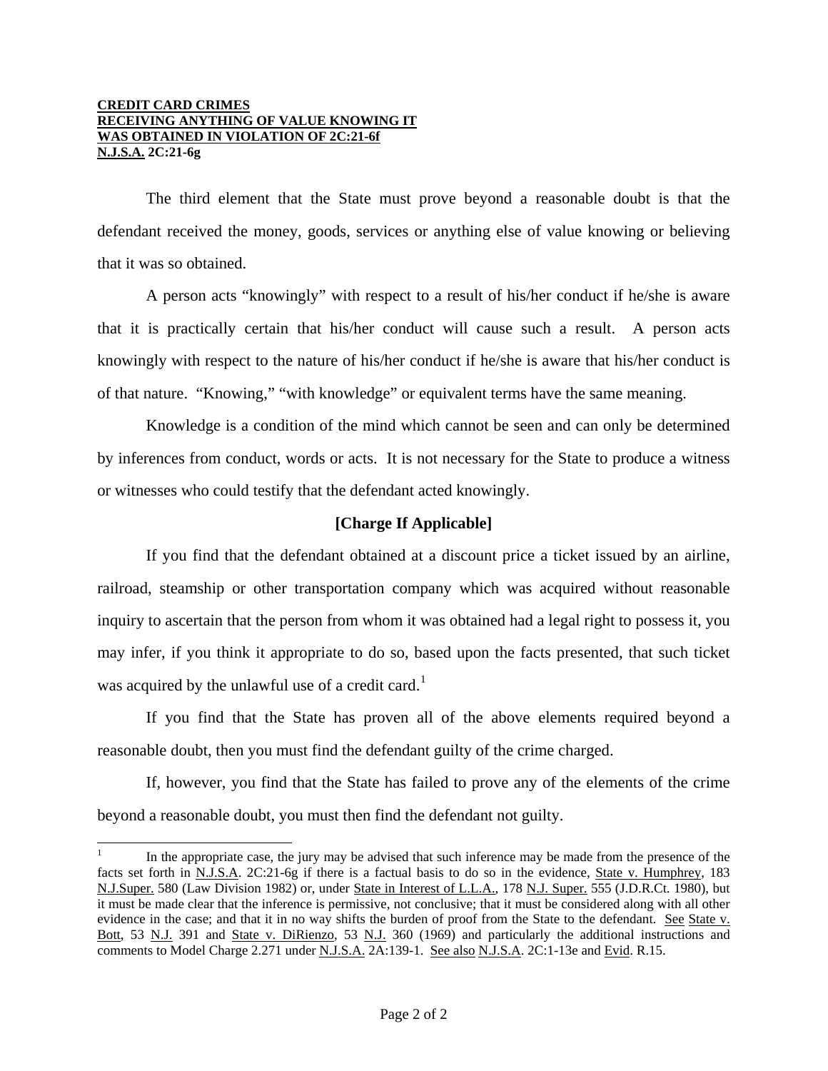**CREDIT CARD CRIMES**
**RECEIVING ANYTHING OF VALUE KNOWING IT WAS OBTAINED IN VIOLATION OF 2C:21-6f**
**N.J.S.A. 2C:21-6g**

The third element that the State must prove beyond a reasonable doubt is that the defendant received the money, goods, services or anything else of value knowing or believing that it was so obtained.

A person acts "knowingly" with respect to a result of his/her conduct if he/she is aware that it is practically certain that his/her conduct will cause such a result. A person acts knowingly with respect to the nature of his/her conduct if he/she is aware that his/her conduct is of that nature. "Knowing," "with knowledge" or equivalent terms have the same meaning.

Knowledge is a condition of the mind which cannot be seen and can only be determined by inferences from conduct, words or acts. It is not necessary for the State to produce a witness or witnesses who could testify that the defendant acted knowingly.

**[Charge If Applicable]**

If you find that the defendant obtained at a discount price a ticket issued by an airline, railroad, steamship or other transportation company which was acquired without reasonable inquiry to ascertain that the person from whom it was obtained had a legal right to possess it, you may infer, if you think it appropriate to do so, based upon the facts presented, that such ticket was acquired by the unlawful use of a credit card.[1]

If you find that the State has proven all of the above elements required beyond a reasonable doubt, then you must find the defendant guilty of the crime charged.

If, however, you find that the State has failed to prove any of the elements of the crime beyond a reasonable doubt, you must then find the defendant not guilty.

---

[1] In the appropriate case, the jury may be advised that such inference may be made from the presence of the facts set forth in N.J.S.A. 2C:21-6g if there is a factual basis to do so in the evidence, State v. Humphrey, 183 N.J.Super. 580 (Law Division 1982) or, under State in Interest of L.L.A., 178 N.J. Super. 555 (J.D.R.Ct. 1980), but it must be made clear that the inference is permissive, not conclusive; that it must be considered along with all other evidence in the case; and that it in no way shifts the burden of proof from the State to the defendant. See State v. Bott, 53 N.J. 391 and State v. DiRienzo, 53 N.J. 360 (1969) and particularly the additional instructions and comments to Model Charge 2.271 under N.J.S.A. 2A:139-1. See also N.J.S.A. 2C:1-13e and Evid. R.15.